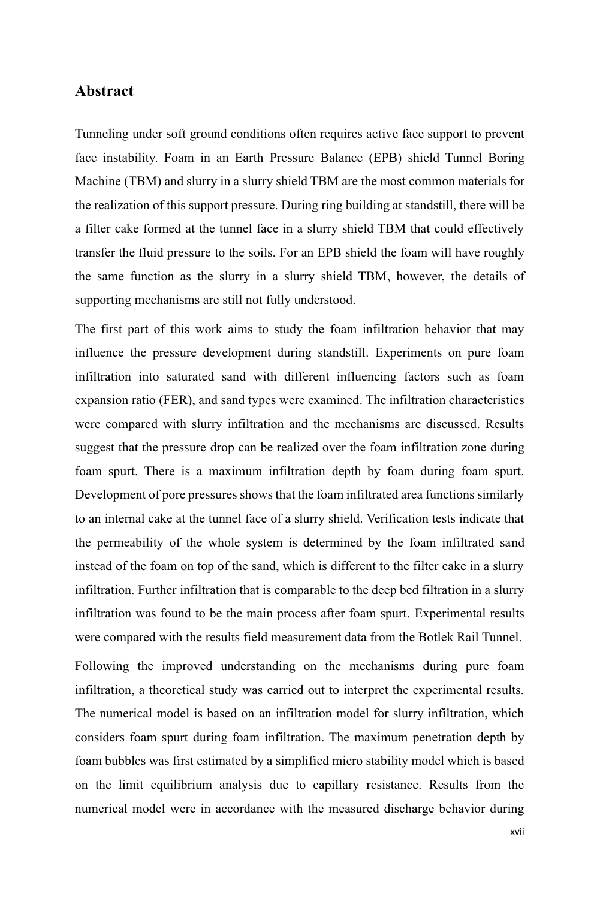## Abstract

Tunneling under soft ground conditions often requires active face support to prevent face instability. Foam in an Earth Pressure Balance (EPB) shield Tunnel Boring Machine (TBM) and slurry in a slurry shield TBM are the most common materials for the realization of this support pressure. During ring building at standstill, there will be a filter cake formed at the tunnel face in a slurry shield TBM that could effectively transfer the fluid pressure to the soils. For an EPB shield the foam will have roughly the same function as the slurry in a slurry shield TBM, however, the details of supporting mechanisms are still not fully understood.

The first part of this work aims to study the foam infiltration behavior that may influence the pressure development during standstill. Experiments on pure foam infiltration into saturated sand with different influencing factors such as foam expansion ratio (FER), and sand types were examined. The infiltration characteristics were compared with slurry infiltration and the mechanisms are discussed. Results suggest that the pressure drop can be realized over the foam infiltration zone during foam spurt. There is a maximum infiltration depth by foam during foam spurt. Development of pore pressures shows that the foam infiltrated area functions similarly to an internal cake at the tunnel face of a slurry shield. Verification tests indicate that the permeability of the whole system is determined by the foam infiltrated sand instead of the foam on top of the sand, which is different to the filter cake in a slurry infiltration. Further infiltration that is comparable to the deep bed filtration in a slurry infiltration was found to be the main process after foam spurt. Experimental results were compared with the results field measurement data from the Botlek Rail Tunnel.

Following the improved understanding on the mechanisms during pure foam infiltration, a theoretical study was carried out to interpret the experimental results. The numerical model is based on an infiltration model for slurry infiltration, which considers foam spurt during foam infiltration. The maximum penetration depth by foam bubbles was first estimated by a simplified micro stability model which is based on the limit equilibrium analysis due to capillary resistance. Results from the numerical model were in accordance with the measured discharge behavior during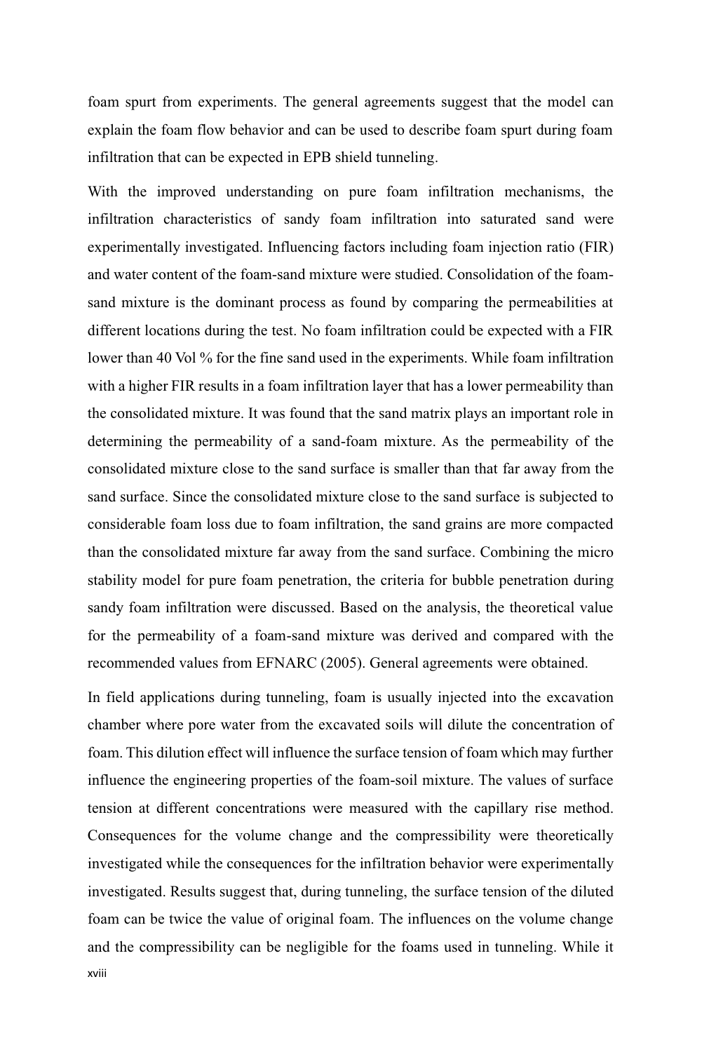foam spurt from experiments. The general agreements suggest that the model can explain the foam flow behavior and can be used to describe foam spurt during foam infiltration that can be expected in EPB shield tunneling.

With the improved understanding on pure foam infiltration mechanisms, the infiltration characteristics of sandy foam infiltration into saturated sand were experimentally investigated. Influencing factors including foam injection ratio (FIR) and water content of the foam-sand mixture were studied. Consolidation of the foam-sand mixture is the dominant process as found by comparing the permeabilities at different locations during the test. No foam infiltration could be expected with a FIR lower than 40 Vol % for the fine sand used in the experiments. While foam infiltration with a higher FIR results in a foam infiltration layer that has a lower permeability than the consolidated mixture. It was found that the sand matrix plays an important role in determining the permeability of a sand-foam mixture. As the permeability of the consolidated mixture close to the sand surface is smaller than that far away from the sand surface. Since the consolidated mixture close to the sand surface is subjected to considerable foam loss due to foam infiltration, the sand grains are more compacted than the consolidated mixture far away from the sand surface. Combining the micro stability model for pure foam penetration, the criteria for bubble penetration during sandy foam infiltration were discussed. Based on the analysis, the theoretical value for the permeability of a foam-sand mixture was derived and compared with the recommended values from EFNARC (2005). General agreements were obtained.

In field applications during tunneling, foam is usually injected into the excavation chamber where pore water from the excavated soils will dilute the concentration of foam. This dilution effect will influence the surface tension of foam which may further influence the engineering properties of the foam-soil mixture. The values of surface tension at different concentrations were measured with the capillary rise method. Consequences for the volume change and the compressibility were theoretically investigated while the consequences for the infiltration behavior were experimentally investigated. Results suggest that, during tunneling, the surface tension of the diluted foam can be twice the value of original foam. The influences on the volume change and the compressibility can be negligible for the foams used in tunneling. While it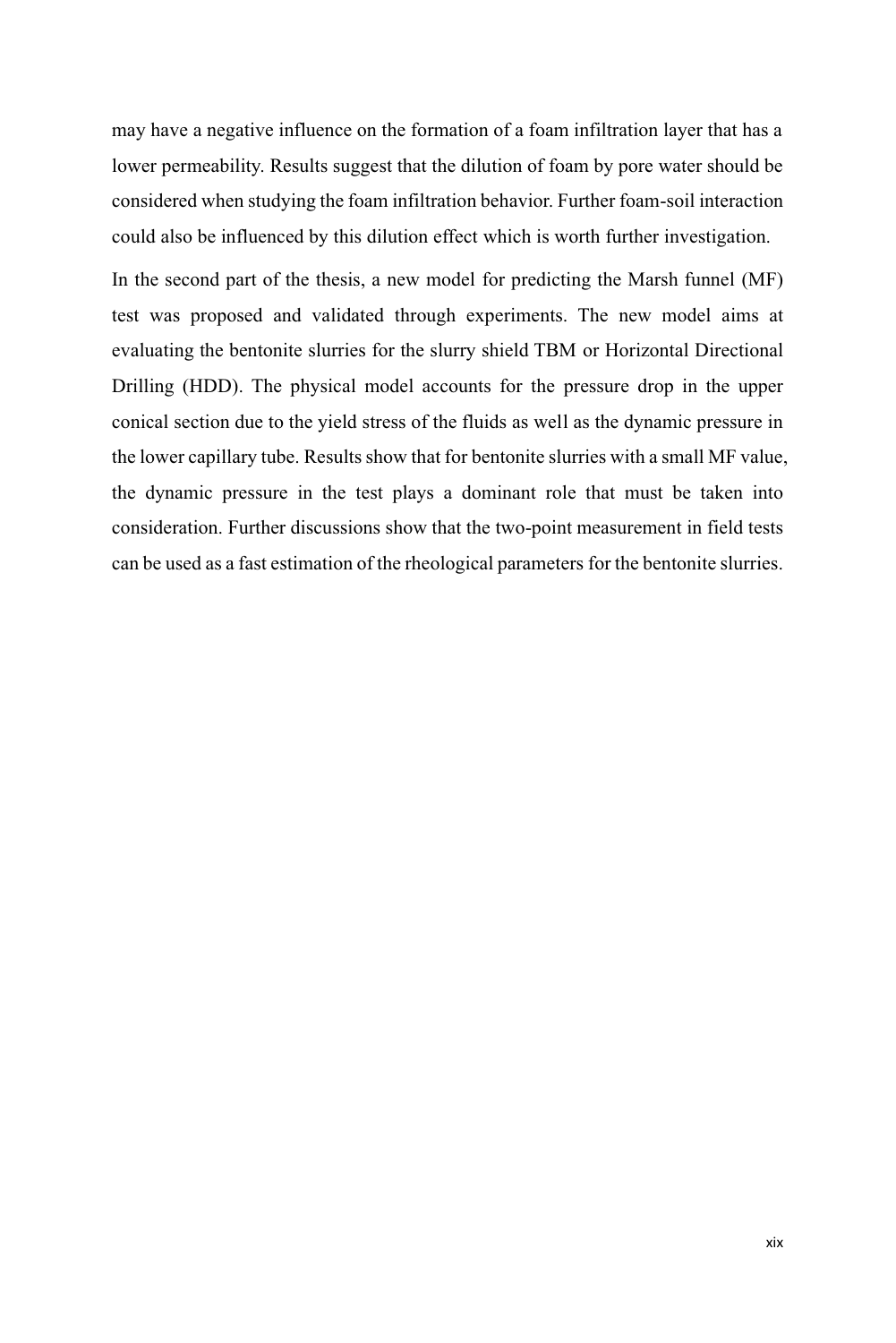may have a negative influence on the formation of a foam infiltration layer that has a lower permeability. Results suggest that the dilution of foam by pore water should be considered when studying the foam infiltration behavior. Further foam-soil interaction could also be influenced by this dilution effect which is worth further investigation.

In the second part of the thesis, a new model for predicting the Marsh funnel (MF) test was proposed and validated through experiments. The new model aims at evaluating the bentonite slurries for the slurry shield TBM or Horizontal Directional Drilling (HDD). The physical model accounts for the pressure drop in the upper conical section due to the yield stress of the fluids as well as the dynamic pressure in the lower capillary tube. Results show that for bentonite slurries with a small MF value, the dynamic pressure in the test plays a dominant role that must be taken into consideration. Further discussions show that the two-point measurement in field tests can be used as a fast estimation of the rheological parameters for the bentonite slurries.